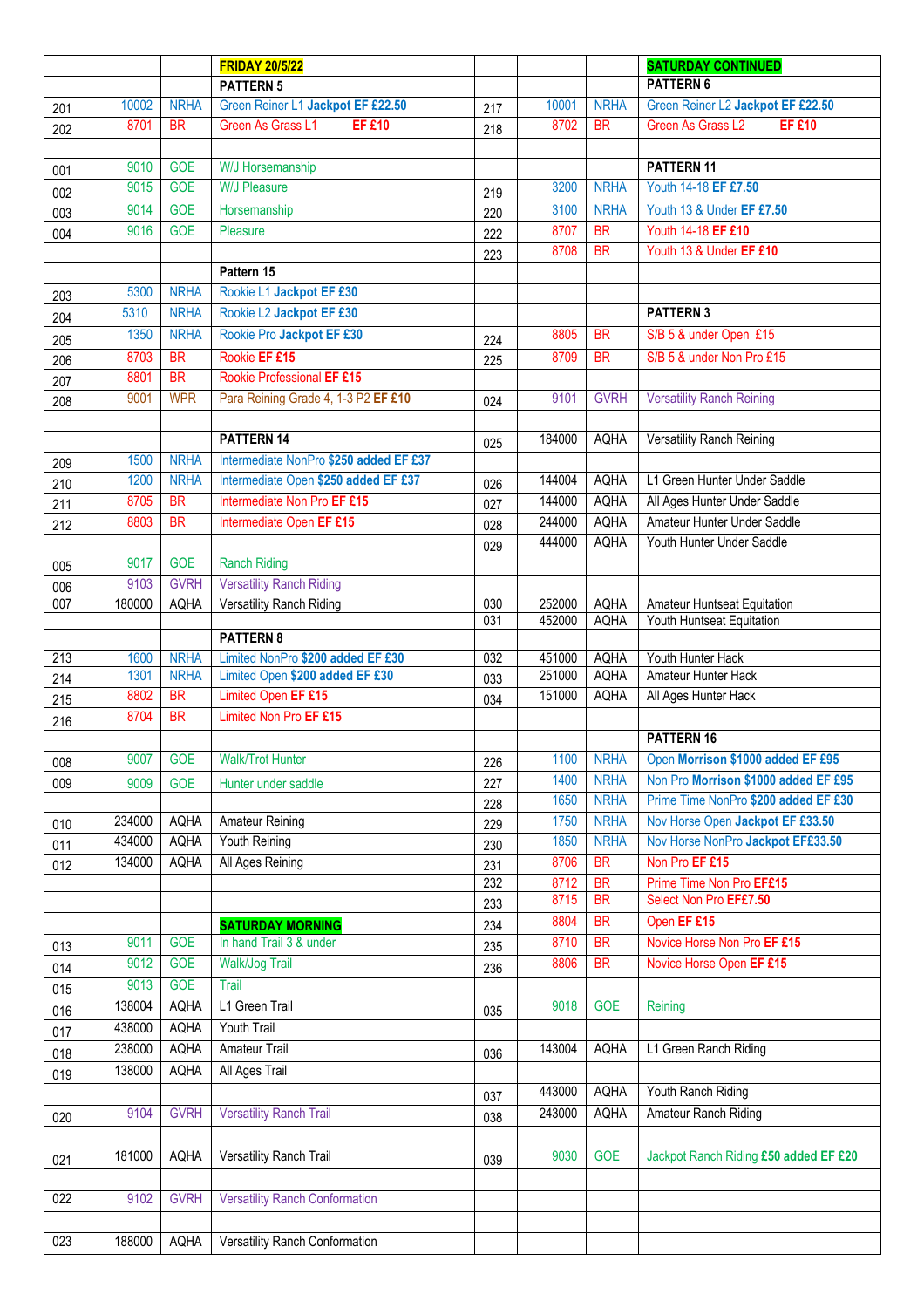| | | | | | | | |
|---|---|---|---|---|---|---|---|
| | | | **FRIDAY 20/5/22** | | | | **SATURDAY CONTINUED** |
| | | | **PATTERN 5** | | | | **PATTERN 6** |
| 201 | 10002 | NRHA | Green Reiner L1 **Jackpot EF £22.50** | 217 | 10001 | NRHA | Green Reiner L2 **Jackpot EF £22.50** |
| 202 | 8701 | BR | Green As Grass L1 **EF £10** | 218 | 8702 | BR | Green As Grass L2 **EF £10** |
| | | | | | | | |
| 001 | 9010 | GOE | W/J Horsemanship | | | | **PATTERN 11** |
| 002 | 9015 | GOE | W/J Pleasure | 219 | 3200 | NRHA | Youth 14-18 **EF £7.50** |
| 003 | 9014 | GOE | Horsemanship | 220 | 3100 | NRHA | Youth 13 & Under **EF £7.50** |
| 004 | 9016 | GOE | Pleasure | 222 | 8707 | BR | Youth 14-18 **EF £10** |
| | | | | 223 | 8708 | BR | Youth 13 & Under **EF £10** |
| | | | **Pattern 15** | | | | |
| 203 | 5300 | NRHA | Rookie L1 **Jackpot EF £30** | | | | |
| 204 | 5310 | NRHA | Rookie L2 **Jackpot EF £30** | | | | **PATTERN 3** |
| 205 | 1350 | NRHA | Rookie Pro **Jackpot EF £30** | 224 | 8805 | BR | S/B 5 & under Open £15 |
| 206 | 8703 | BR | Rookie **EF £15** | 225 | 8709 | BR | S/B 5 & under Non Pro £15 |
| 207 | 8801 | BR | Rookie Professional **EF £15** | | | | |
| 208 | 9001 | WPR | Para Reining Grade 4, 1-3 P2 **EF £10** | 024 | 9101 | GVRH | Versatility Ranch Reining |
| | | | | | | | |
| | | | **PATTERN 14** | 025 | 184000 | AQHA | Versatility Ranch Reining |
| 209 | 1500 | NRHA | Intermediate NonPro **$250 added EF £37** | | | | |
| 210 | 1200 | NRHA | Intermediate Open **$250 added EF £37** | 026 | 144004 | AQHA | L1 Green Hunter Under Saddle |
| 211 | 8705 | BR | Intermediate Non Pro **EF £15** | 027 | 144000 | AQHA | All Ages Hunter Under Saddle |
| 212 | 8803 | BR | Intermediate Open **EF £15** | 028 | 244000 | AQHA | Amateur Hunter Under Saddle |
| | | | | 029 | 444000 | AQHA | Youth Hunter Under Saddle |
| 005 | 9017 | GOE | Ranch Riding | | | | |
| 006 | 9103 | GVRH | Versatility Ranch Riding | | | | |
| 007 | 180000 | AQHA | Versatility Ranch Riding | 030 | 252000 | AQHA | Amateur Huntseat Equitation |
| | | | | 031 | 452000 | AQHA | Youth Huntseat Equitation |
| | | | **PATTERN 8** | | | | |
| 213 | 1600 | NRHA | Limited NonPro **$200 added EF £30** | 032 | 451000 | AQHA | Youth Hunter Hack |
| 214 | 1301 | NRHA | Limited Open **$200 added EF £30** | 033 | 251000 | AQHA | Amateur Hunter Hack |
| 215 | 8802 | BR | Limited Open **EF £15** | 034 | 151000 | AQHA | All Ages Hunter Hack |
| 216 | 8704 | BR | Limited Non Pro **EF £15** | | | | |
| | | | | | | | **PATTERN 16** |
| 008 | 9007 | GOE | Walk/Trot Hunter | 226 | 1100 | NRHA | Open **Morrison $1000 added EF £95** |
| 009 | 9009 | GOE | Hunter under saddle | 227 | 1400 | NRHA | Non Pro **Morrison $1000 added EF £95** |
| | | | | 228 | 1650 | NRHA | Prime Time NonPro **$200 added EF £30** |
| 010 | 234000 | AQHA | Amateur Reining | 229 | 1750 | NRHA | Nov Horse Open **Jackpot EF £33.50** |
| 011 | 434000 | AQHA | Youth Reining | 230 | 1850 | NRHA | Nov Horse NonPro **Jackpot EF£33.50** |
| 012 | 134000 | AQHA | All Ages Reining | 231 | 8706 | BR | Non Pro **EF £15** |
| | | | | 232 | 8712 | BR | Prime Time Non Pro **EF£15** |
| | | | | 233 | 8715 | BR | Select Non Pro **EF£7.50** |
| | | | **SATURDAY MORNING** | 234 | 8804 | BR | Open **EF £15** |
| 013 | 9011 | GOE | In hand Trail 3 & under | 235 | 8710 | BR | Novice Horse Non Pro **EF £15** |
| 014 | 9012 | GOE | Walk/Jog Trail | 236 | 8806 | BR | Novice Horse Open **EF £15** |
| 015 | 9013 | GOE | Trail | | | | |
| 016 | 138004 | AQHA | L1 Green Trail | 035 | 9018 | GOE | Reining |
| 017 | 438000 | AQHA | Youth Trail | | | | |
| 018 | 238000 | AQHA | Amateur Trail | 036 | 143004 | AQHA | L1 Green Ranch Riding |
| 019 | 138000 | AQHA | All Ages Trail | | | | |
| | | | | 037 | 443000 | AQHA | Youth Ranch Riding |
| 020 | 9104 | GVRH | Versatility Ranch Trail | 038 | 243000 | AQHA | Amateur Ranch Riding |
| | | | | | | | |
| 021 | 181000 | AQHA | Versatility Ranch Trail | 039 | 9030 | GOE | Jackpot Ranch Riding **£50 added EF £20** |
| | | | | | | | |
| 022 | 9102 | GVRH | Versatility Ranch Conformation | | | | |
| | | | | | | | |
| 023 | 188000 | AQHA | Versatility Ranch Conformation | | | | |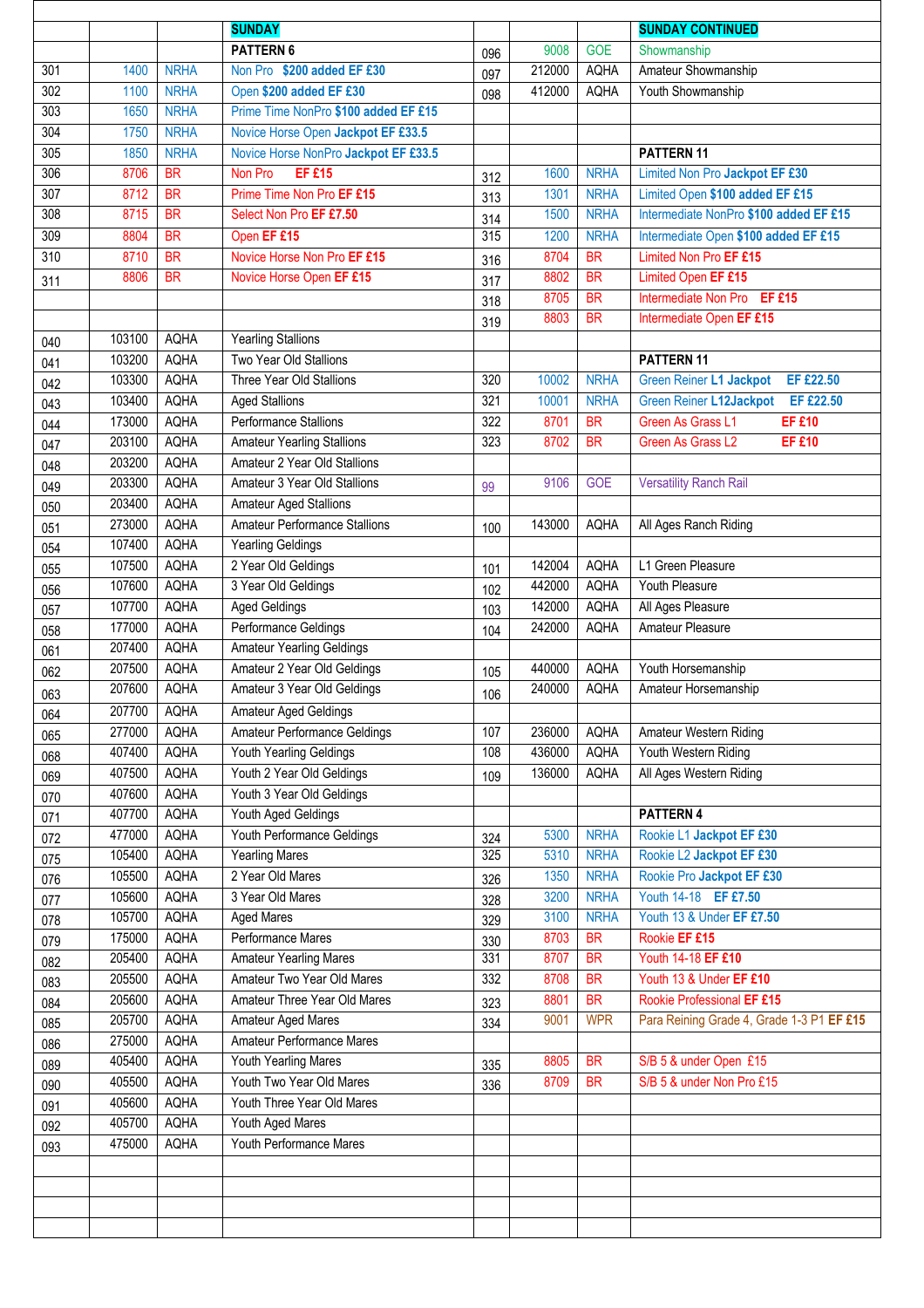| | | | | | | | |
|---|---|---|---|---|---|---|---|
| | | | **SUNDAY** | | | | **SUNDAY CONTINUED** |
| | | | **PATTERN 6** | 096 | 9008 | GOE | Showmanship |
| 301 | 1400 | NRHA | Non Pro **$200 added EF £30** | 097 | 212000 | AQHA | Amateur Showmanship |
| 302 | 1100 | NRHA | Open **$200 added EF £30** | 098 | 412000 | AQHA | Youth Showmanship |
| 303 | 1650 | NRHA | Prime Time NonPro **$100 added EF £15** | | | | |
| 304 | 1750 | NRHA | Novice Horse Open **Jackpot EF £33.5** | | | | **PATTERN 11** |
| 305 | 1850 | NRHA | Novice Horse NonPro **Jackpot EF £33.5** | 312 | 1600 | NRHA | Limited Non Pro **Jackpot EF £30** |
| 306 | 8706 | BR | Non Pro **EF £15** | 313 | 1301 | NRHA | Limited Open **$100 added EF £15** |
| 307 | 8712 | BR | Prime Time Non Pro **EF £15** | 314 | 1500 | NRHA | Intermediate NonPro **$100 added EF £15** |
| 308 | 8715 | BR | Select Non Pro **EF £7.50** | 315 | 1200 | NRHA | Intermediate Open **$100 added EF £15** |
| 309 | 8804 | BR | Open **EF £15** | 316 | 8704 | BR | Limited Non Pro **EF £15** |
| 310 | 8710 | BR | Novice Horse Non Pro **EF £15** | 317 | 8802 | BR | Limited Open **EF £15** |
| 311 | 8806 | BR | Novice Horse Open **EF £15** | 318 | 8705 | BR | Intermediate Non Pro **EF £15** |
| | | | | 319 | 8803 | BR | Intermediate Open **EF £15** |
| 040 | 103100 | AQHA | Yearling Stallions | | | | |
| 041 | 103200 | AQHA | Two Year Old Stallions | | | | **PATTERN 11** |
| 042 | 103300 | AQHA | Three Year Old Stallions | 320 | 10002 | NRHA | Green Reiner **L1 Jackpot EF £22.50** |
| 043 | 103400 | AQHA | Aged Stallions | 321 | 10001 | NRHA | Green Reiner **L12Jackpot EF £22.50** |
| 044 | 173000 | AQHA | Performance Stallions | 322 | 8701 | BR | Green As Grass L1 **EF £10** |
| 047 | 203100 | AQHA | Amateur Yearling Stallions | 323 | 8702 | BR | Green As Grass L2 **EF £10** |
| 048 | 203200 | AQHA | Amateur 2 Year Old Stallions | | | | |
| 049 | 203300 | AQHA | Amateur 3 Year Old Stallions | 99 | 9106 | GOE | Versatility Ranch Rail |
| 050 | 203400 | AQHA | Amateur Aged Stallions | | | | |
| 051 | 273000 | AQHA | Amateur Performance Stallions | 100 | 143000 | AQHA | All Ages Ranch Riding |
| 054 | 107400 | AQHA | Yearling Geldings | | | | |
| 055 | 107500 | AQHA | 2 Year Old Geldings | 101 | 142004 | AQHA | L1 Green Pleasure |
| 056 | 107600 | AQHA | 3 Year Old Geldings | 102 | 442000 | AQHA | Youth Pleasure |
| 057 | 107700 | AQHA | Aged Geldings | 103 | 142000 | AQHA | All Ages Pleasure |
| 058 | 177000 | AQHA | Performance Geldings | 104 | 242000 | AQHA | Amateur Pleasure |
| 061 | 207400 | AQHA | Amateur Yearling Geldings | | | | |
| 062 | 207500 | AQHA | Amateur 2 Year Old Geldings | 105 | 440000 | AQHA | Youth Horsemanship |
| 063 | 207600 | AQHA | Amateur 3 Year Old Geldings | 106 | 240000 | AQHA | Amateur Horsemanship |
| 064 | 207700 | AQHA | Amateur Aged Geldings | | | | |
| 065 | 277000 | AQHA | Amateur Performance Geldings | 107 | 236000 | AQHA | Amateur Western Riding |
| 068 | 407400 | AQHA | Youth Yearling Geldings | 108 | 436000 | AQHA | Youth Western Riding |
| 069 | 407500 | AQHA | Youth 2 Year Old Geldings | 109 | 136000 | AQHA | All Ages Western Riding |
| 070 | 407600 | AQHA | Youth 3 Year Old Geldings | | | | |
| 071 | 407700 | AQHA | Youth Aged Geldings | | | | **PATTERN 4** |
| 072 | 477000 | AQHA | Youth Performance Geldings | 324 | 5300 | NRHA | Rookie L1 **Jackpot EF £30** |
| 075 | 105400 | AQHA | Yearling Mares | 325 | 5310 | NRHA | Rookie L2 **Jackpot EF £30** |
| 076 | 105500 | AQHA | 2 Year Old Mares | 326 | 1350 | NRHA | Rookie Pro **Jackpot EF £30** |
| 077 | 105600 | AQHA | 3 Year Old Mares | 328 | 3200 | NRHA | Youth 14-18 **EF £7.50** |
| 078 | 105700 | AQHA | Aged Mares | 329 | 3100 | NRHA | Youth 13 & Under **EF £7.50** |
| 079 | 175000 | AQHA | Performance Mares | 330 | 8703 | BR | Rookie **EF £15** |
| 082 | 205400 | AQHA | Amateur Yearling Mares | 331 | 8707 | BR | Youth 14-18 **EF £10** |
| 083 | 205500 | AQHA | Amateur Two Year Old Mares | 332 | 8708 | BR | Youth 13 & Under **EF £10** |
| 084 | 205600 | AQHA | Amateur Three Year Old Mares | 323 | 8801 | BR | Rookie Professional **EF £15** |
| 085 | 205700 | AQHA | Amateur Aged Mares | 334 | 9001 | WPR | Para Reining Grade 4, Grade 1-3 P1 **EF £15** |
| 086 | 275000 | AQHA | Amateur Performance Mares | | | | |
| 089 | 405400 | AQHA | Youth Yearling Mares | 335 | 8805 | BR | S/B 5 & under Open £15 |
| 090 | 405500 | AQHA | Youth Two Year Old Mares | 336 | 8709 | BR | S/B 5 & under Non Pro £15 |
| 091 | 405600 | AQHA | Youth Three Year Old Mares | | | | |
| 092 | 405700 | AQHA | Youth Aged Mares | | | | |
| 093 | 475000 | AQHA | Youth Performance Mares | | | | |